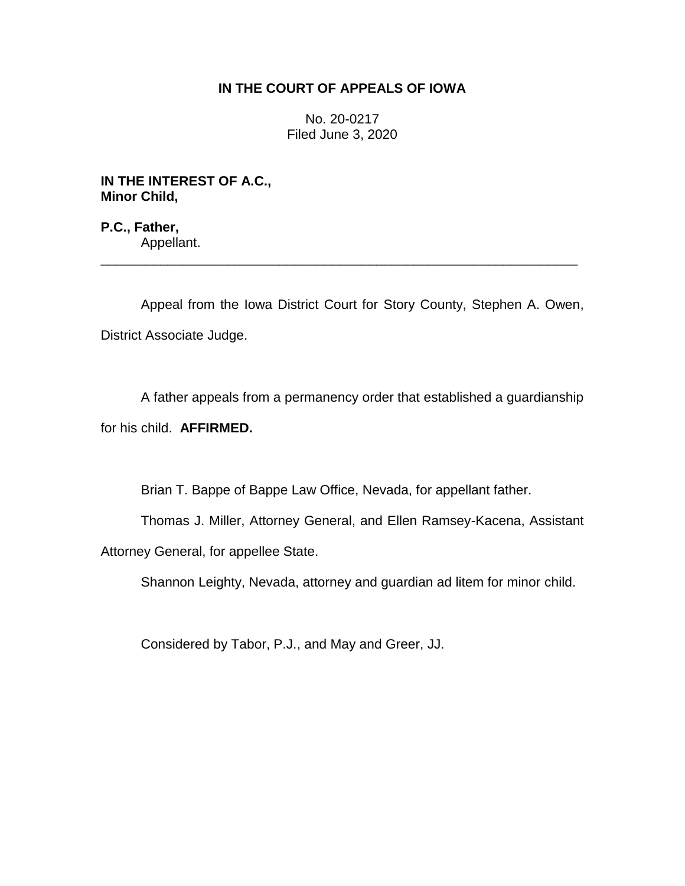# IN THE COURT OF APPEALS OF IOWA

No. 20-0217
Filed June 3, 2020

**IN THE INTEREST OF A.C.,**
**Minor Child,**

**P.C., Father,**
Appellant.

---

Appeal from the Iowa District Court for Story County, Stephen A. Owen, District Associate Judge.

A father appeals from a permanency order that established a guardianship for his child. **AFFIRMED.**

Brian T. Bappe of Bappe Law Office, Nevada, for appellant father.

Thomas J. Miller, Attorney General, and Ellen Ramsey-Kacena, Assistant Attorney General, for appellee State.

Shannon Leighty, Nevada, attorney and guardian ad litem for minor child.

Considered by Tabor, P.J., and May and Greer, JJ.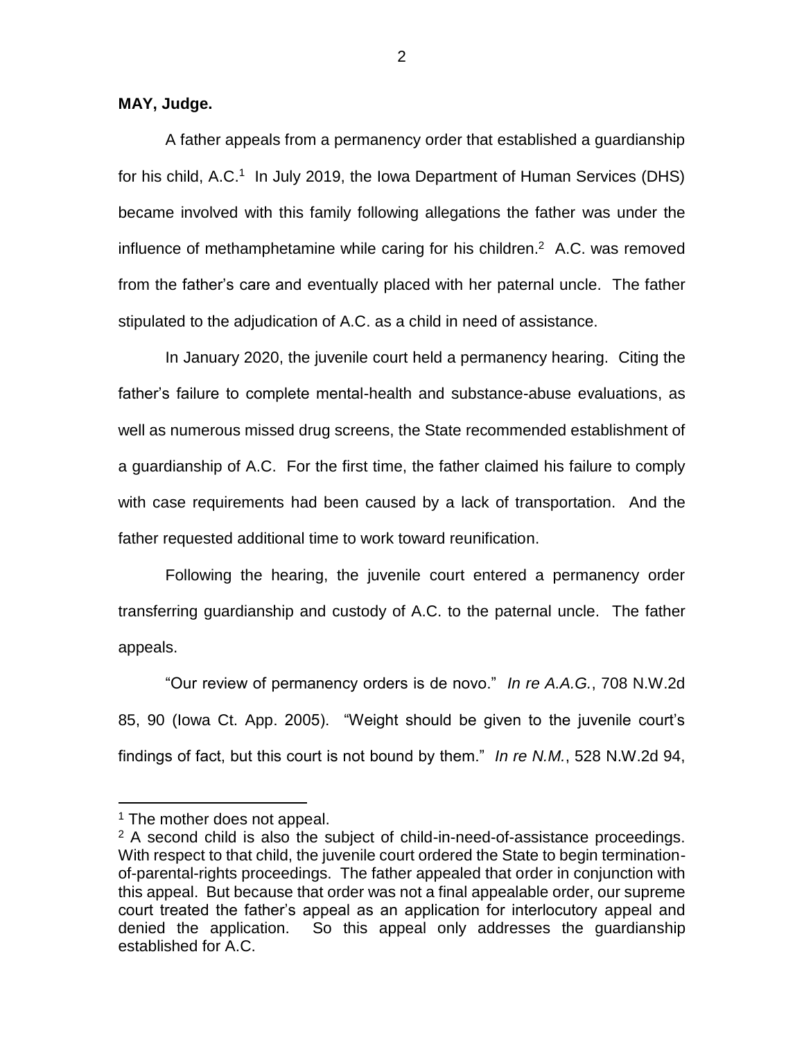**MAY, Judge.**

A father appeals from a permanency order that established a guardianship for his child, A.C.[1] In July 2019, the Iowa Department of Human Services (DHS) became involved with this family following allegations the father was under the influence of methamphetamine while caring for his children.[2] A.C. was removed from the father's care and eventually placed with her paternal uncle. The father stipulated to the adjudication of A.C. as a child in need of assistance.

In January 2020, the juvenile court held a permanency hearing. Citing the father's failure to complete mental-health and substance-abuse evaluations, as well as numerous missed drug screens, the State recommended establishment of a guardianship of A.C. For the first time, the father claimed his failure to comply with case requirements had been caused by a lack of transportation. And the father requested additional time to work toward reunification.

Following the hearing, the juvenile court entered a permanency order transferring guardianship and custody of A.C. to the paternal uncle. The father appeals.

"Our review of permanency orders is de novo." *In re A.A.G.*, 708 N.W.2d 85, 90 (Iowa Ct. App. 2005). "Weight should be given to the juvenile court's findings of fact, but this court is not bound by them." *In re N.M.*, 528 N.W.2d 94,

---

[1] The mother does not appeal.

[2] A second child is also the subject of child-in-need-of-assistance proceedings. With respect to that child, the juvenile court ordered the State to begin termination-of-parental-rights proceedings. The father appealed that order in conjunction with this appeal. But because that order was not a final appealable order, our supreme court treated the father's appeal as an application for interlocutory appeal and denied the application. So this appeal only addresses the guardianship established for A.C.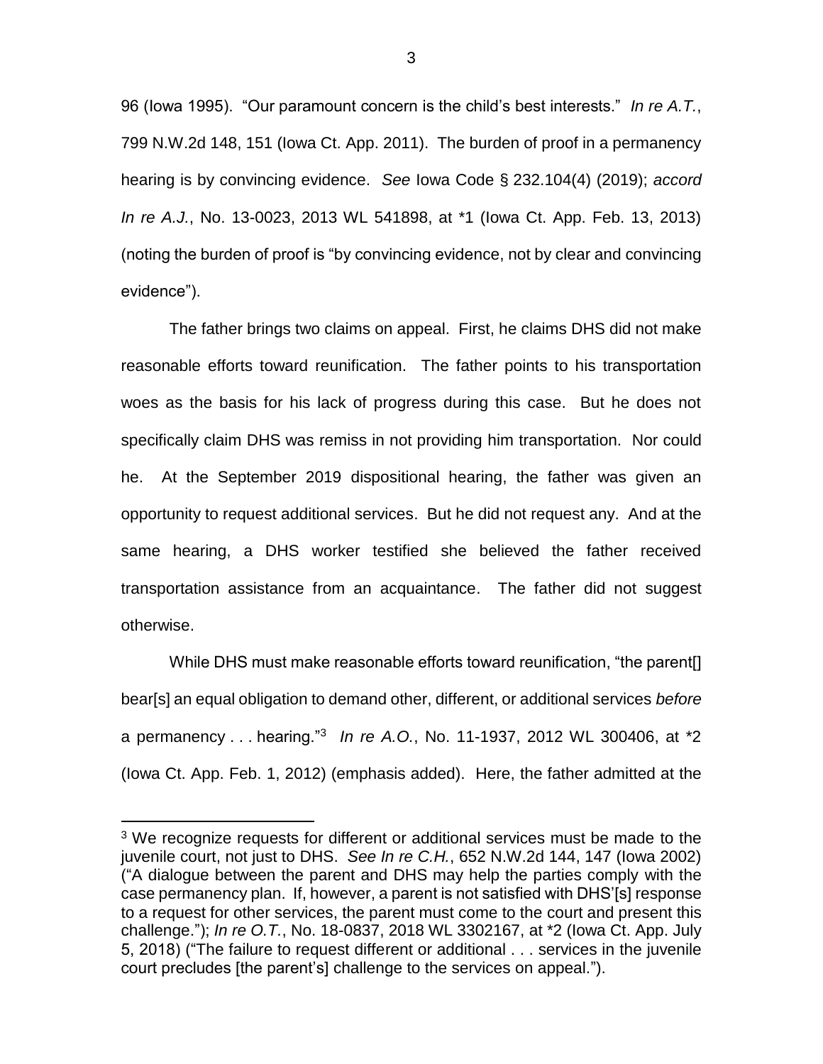96 (Iowa 1995). "Our paramount concern is the child's best interests." *In re A.T.*, 799 N.W.2d 148, 151 (Iowa Ct. App. 2011). The burden of proof in a permanency hearing is by convincing evidence. *See* Iowa Code § 232.104(4) (2019); *accord In re A.J.*, No. 13-0023, 2013 WL 541898, at *1 (Iowa Ct. App. Feb. 13, 2013) (noting the burden of proof is "by convincing evidence, not by clear and convincing evidence").

The father brings two claims on appeal. First, he claims DHS did not make reasonable efforts toward reunification. The father points to his transportation woes as the basis for his lack of progress during this case. But he does not specifically claim DHS was remiss in not providing him transportation. Nor could he. At the September 2019 dispositional hearing, the father was given an opportunity to request additional services. But he did not request any. And at the same hearing, a DHS worker testified she believed the father received transportation assistance from an acquaintance. The father did not suggest otherwise.

While DHS must make reasonable efforts toward reunification, "the parent[] bear[s] an equal obligation to demand other, different, or additional services *before* a permanency . . . hearing."[3] *In re A.O.*, No. 11-1937, 2012 WL 300406, at *2 (Iowa Ct. App. Feb. 1, 2012) (emphasis added). Here, the father admitted at the

---

[3] We recognize requests for different or additional services must be made to the juvenile court, not just to DHS. *See In re C.H.*, 652 N.W.2d 144, 147 (Iowa 2002) ("A dialogue between the parent and DHS may help the parties comply with the case permanency plan. If, however, a parent is not satisfied with DHS'[s] response to a request for other services, the parent must come to the court and present this challenge."); *In re O.T.*, No. 18-0837, 2018 WL 3302167, at *2 (Iowa Ct. App. July 5, 2018) ("The failure to request different or additional . . . services in the juvenile court precludes [the parent's] challenge to the services on appeal.").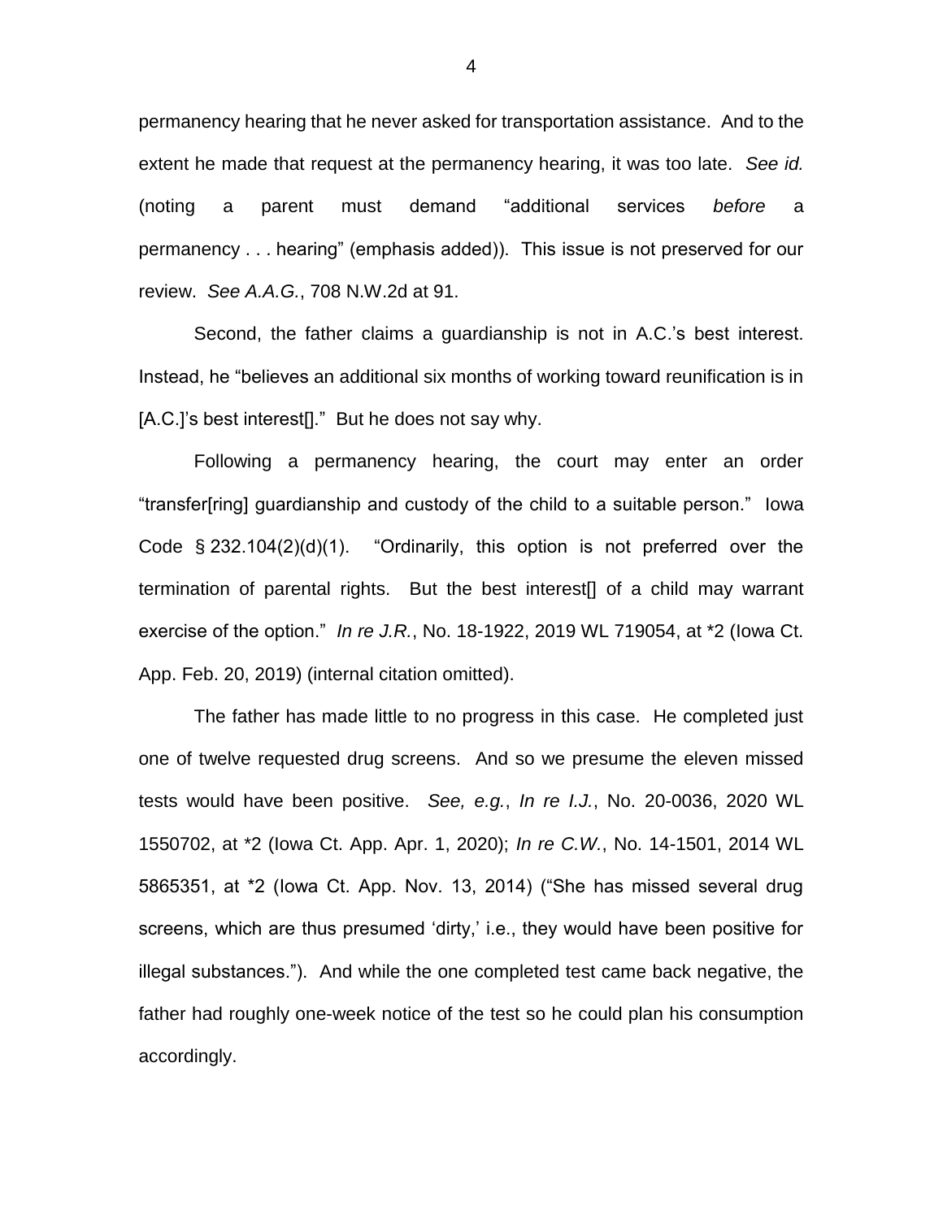permanency hearing that he never asked for transportation assistance. And to the extent he made that request at the permanency hearing, it was too late. *See id.* (noting a parent must demand "additional services *before* a permanency . . . hearing" (emphasis added)). This issue is not preserved for our review. *See A.A.G.*, 708 N.W.2d at 91.

Second, the father claims a guardianship is not in A.C.'s best interest. Instead, he "believes an additional six months of working toward reunification is in [A.C.]'s best interest[]." But he does not say why.

Following a permanency hearing, the court may enter an order "transfer[ring] guardianship and custody of the child to a suitable person." Iowa Code § 232.104(2)(d)(1). "Ordinarily, this option is not preferred over the termination of parental rights. But the best interest[] of a child may warrant exercise of the option." *In re J.R.*, No. 18-1922, 2019 WL 719054, at *2 (Iowa Ct. App. Feb. 20, 2019) (internal citation omitted).

The father has made little to no progress in this case. He completed just one of twelve requested drug screens. And so we presume the eleven missed tests would have been positive. *See, e.g.*, *In re I.J.*, No. 20-0036, 2020 WL 1550702, at *2 (Iowa Ct. App. Apr. 1, 2020); *In re C.W.*, No. 14-1501, 2014 WL 5865351, at *2 (Iowa Ct. App. Nov. 13, 2014) ("She has missed several drug screens, which are thus presumed 'dirty,' i.e., they would have been positive for illegal substances."). And while the one completed test came back negative, the father had roughly one-week notice of the test so he could plan his consumption accordingly.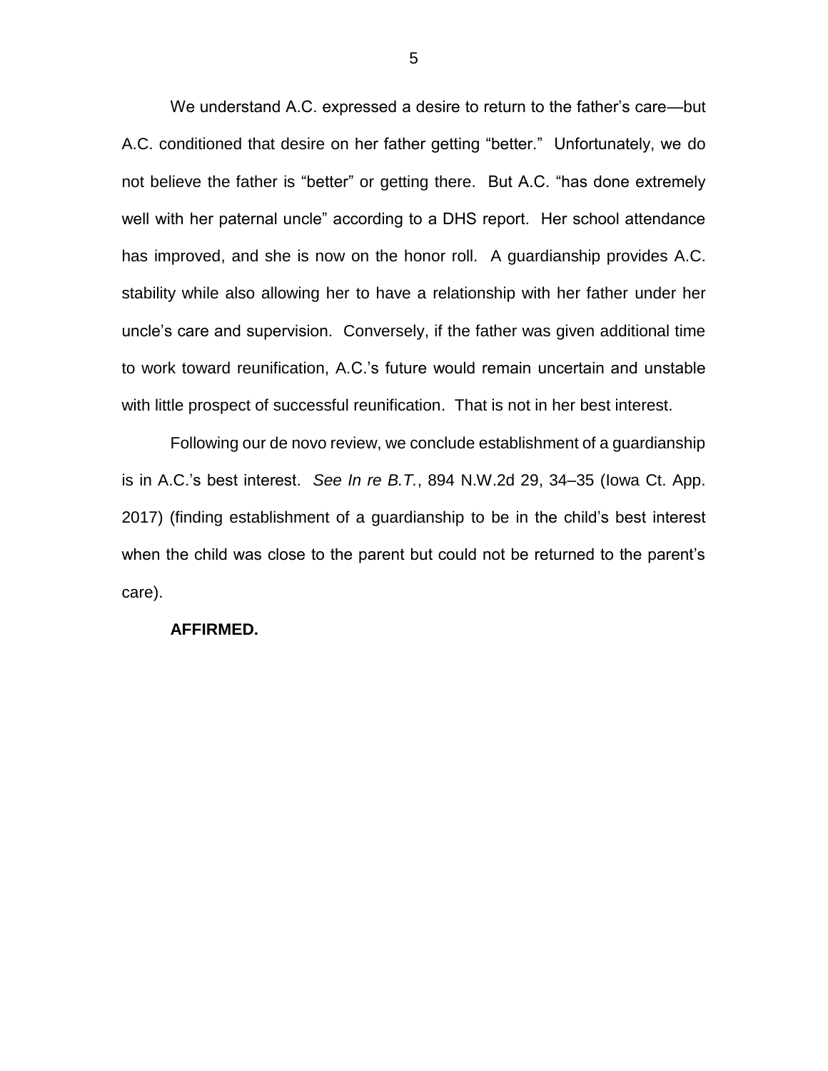We understand A.C. expressed a desire to return to the father's care—but A.C. conditioned that desire on her father getting "better." Unfortunately, we do not believe the father is "better" or getting there. But A.C. "has done extremely well with her paternal uncle" according to a DHS report. Her school attendance has improved, and she is now on the honor roll. A guardianship provides A.C. stability while also allowing her to have a relationship with her father under her uncle's care and supervision. Conversely, if the father was given additional time to work toward reunification, A.C.'s future would remain uncertain and unstable with little prospect of successful reunification. That is not in her best interest.

Following our de novo review, we conclude establishment of a guardianship is in A.C.'s best interest. *See In re B.T.*, 894 N.W.2d 29, 34–35 (Iowa Ct. App. 2017) (finding establishment of a guardianship to be in the child's best interest when the child was close to the parent but could not be returned to the parent's care).

**AFFIRMED.**